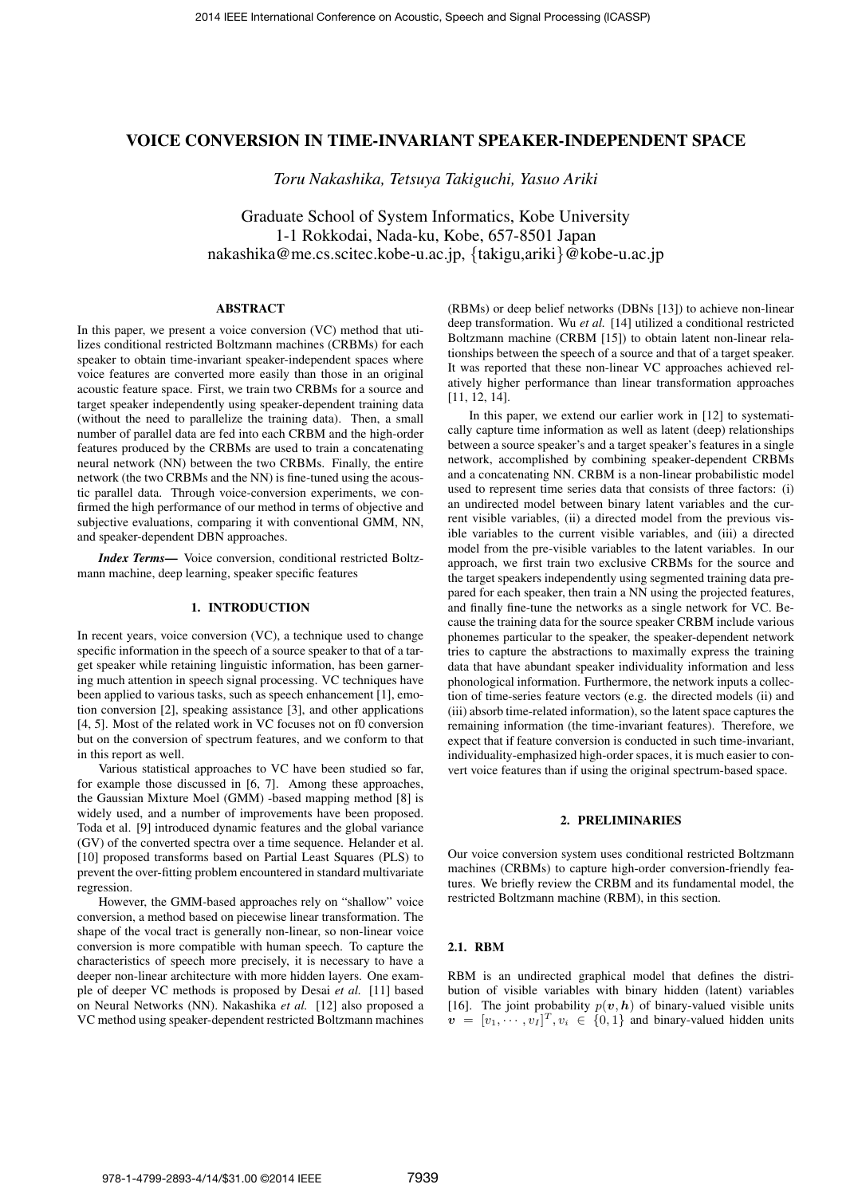# VOICE CONVERSION IN TIME-INVARIANT SPEAKER-INDEPENDENT SPACE

*Toru Nakashika, Tetsuya Takiguchi, Yasuo Ariki*

Graduate School of System Informatics, Kobe University
1-1 Rokkodai, Nada-ku, Kobe, 657-8501 Japan
nakashika@me.cs.scitec.kobe-u.ac.jp, {takigu,ariki}@kobe-u.ac.jp

## ABSTRACT

In this paper, we present a voice conversion (VC) method that utilizes conditional restricted Boltzmann machines (CRBMs) for each speaker to obtain time-invariant speaker-independent spaces where voice features are converted more easily than those in an original acoustic feature space. First, we train two CRBMs for a source and target speaker independently using speaker-dependent training data (without the need to parallelize the training data). Then, a small number of parallel data are fed into each CRBM and the high-order features produced by the CRBMs are used to train a concatenating neural network (NN) between the two CRBMs. Finally, the entire network (the two CRBMs and the NN) is fine-tuned using the acoustic parallel data. Through voice-conversion experiments, we confirmed the high performance of our method in terms of objective and subjective evaluations, comparing it with conventional GMM, NN, and speaker-dependent DBN approaches.

***Index Terms*—** Voice conversion, conditional restricted Boltzmann machine, deep learning, speaker specific features

## 1. INTRODUCTION

In recent years, voice conversion (VC), a technique used to change specific information in the speech of a source speaker to that of a target speaker while retaining linguistic information, has been garnering much attention in speech signal processing. VC techniques have been applied to various tasks, such as speech enhancement [1], emotion conversion [2], speaking assistance [3], and other applications [4, 5]. Most of the related work in VC focuses not on f0 conversion but on the conversion of spectrum features, and we conform to that in this report as well.

Various statistical approaches to VC have been studied so far, for example those discussed in [6, 7]. Among these approaches, the Gaussian Mixture Moel (GMM) -based mapping method [8] is widely used, and a number of improvements have been proposed. Toda et al. [9] introduced dynamic features and the global variance (GV) of the converted spectra over a time sequence. Helander et al. [10] proposed transforms based on Partial Least Squares (PLS) to prevent the over-fitting problem encountered in standard multivariate regression.

However, the GMM-based approaches rely on "shallow" voice conversion, a method based on piecewise linear transformation. The shape of the vocal tract is generally non-linear, so non-linear voice conversion is more compatible with human speech. To capture the characteristics of speech more precisely, it is necessary to have a deeper non-linear architecture with more hidden layers. One example of deeper VC methods is proposed by Desai *et al.* [11] based on Neural Networks (NN). Nakashika *et al.* [12] also proposed a VC method using speaker-dependent restricted Boltzmann machines (RBMs) or deep belief networks (DBNs [13]) to achieve non-linear deep transformation. Wu *et al.* [14] utilized a conditional restricted Boltzmann machine (CRBM [15]) to obtain latent non-linear relationships between the speech of a source and that of a target speaker. It was reported that these non-linear VC approaches achieved relatively higher performance than linear transformation approaches [11, 12, 14].

In this paper, we extend our earlier work in [12] to systematically capture time information as well as latent (deep) relationships between a source speaker's and a target speaker's features in a single network, accomplished by combining speaker-dependent CRBMs and a concatenating NN. CRBM is a non-linear probabilistic model used to represent time series data that consists of three factors: (i) an undirected model between binary latent variables and the current visible variables, (ii) a directed model from the previous visible variables to the current visible variables, and (iii) a directed model from the pre-visible variables to the latent variables. In our approach, we first train two exclusive CRBMs for the source and the target speakers independently using segmented training data prepared for each speaker, then train a NN using the projected features, and finally fine-tune the networks as a single network for VC. Because the training data for the source speaker CRBM include various phonemes particular to the speaker, the speaker-dependent network tries to capture the abstractions to maximally express the training data that have abundant speaker individuality information and less phonological information. Furthermore, the network inputs a collection of time-series feature vectors (e.g. the directed models (ii) and (iii) absorb time-related information), so the latent space captures the remaining information (the time-invariant features). Therefore, we expect that if feature conversion is conducted in such time-invariant, individuality-emphasized high-order spaces, it is much easier to convert voice features than if using the original spectrum-based space.

## 2. PRELIMINARIES

Our voice conversion system uses conditional restricted Boltzmann machines (CRBMs) to capture high-order conversion-friendly features. We briefly review the CRBM and its fundamental model, the restricted Boltzmann machine (RBM), in this section.

### 2.1. RBM

RBM is an undirected graphical model that defines the distribution of visible variables with binary hidden (latent) variables [16]. The joint probability $p(\boldsymbol{v}, \boldsymbol{h})$ of binary-valued visible units $\boldsymbol{v} = [v_1, \cdots, v_I]^T, v_i \in \{0, 1\}$ and binary-valued hidden units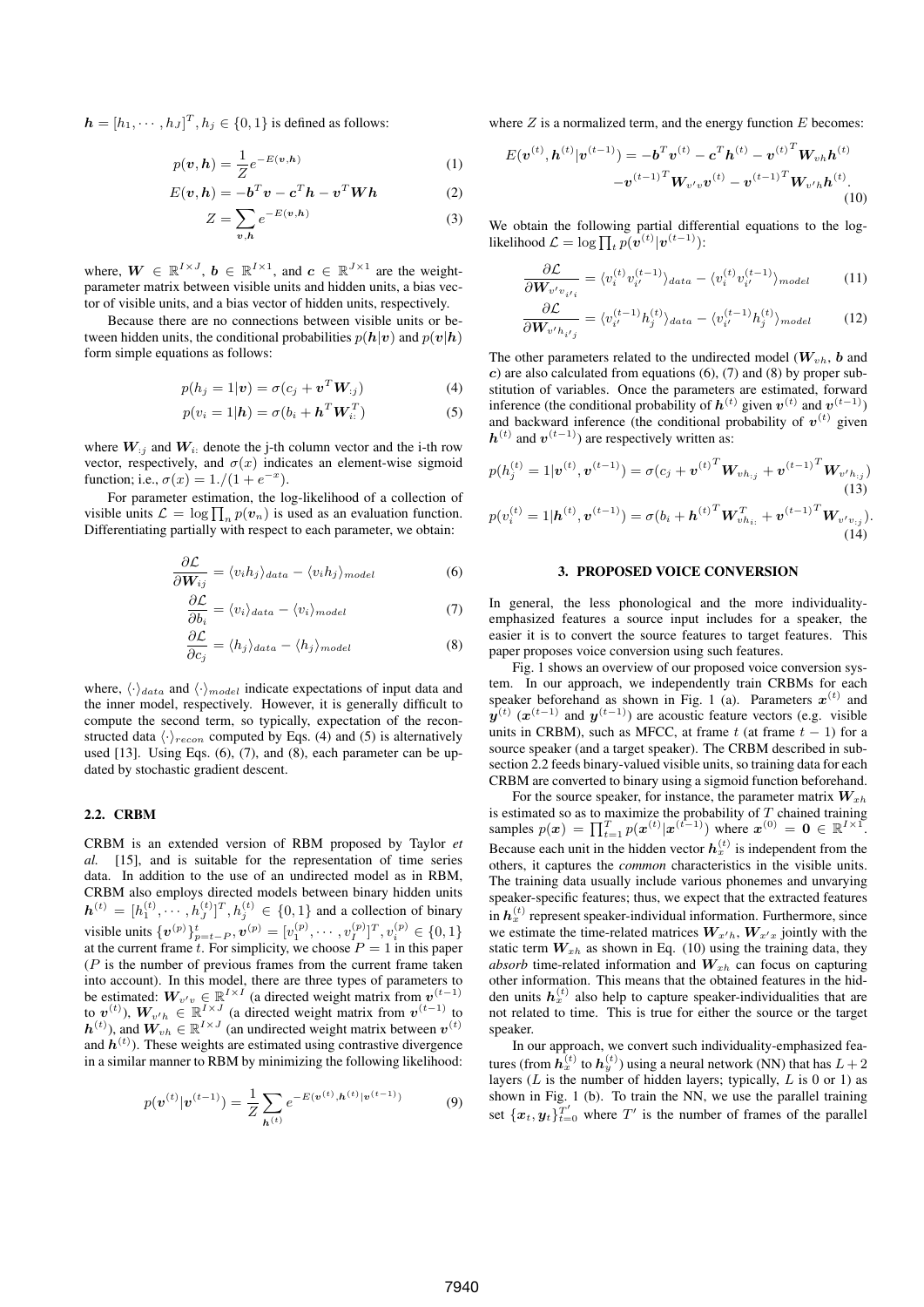$\boldsymbol{h} = [h_1, \cdots, h_J]^T, h_j \in \{0, 1\}$ is defined as follows:

$$p(\boldsymbol{v}, \boldsymbol{h}) = \frac{1}{Z} e^{-E(\boldsymbol{v}, \boldsymbol{h})} \tag{1}$$

$$E(\boldsymbol{v}, \boldsymbol{h}) = -\boldsymbol{b}^T \boldsymbol{v} - \boldsymbol{c}^T \boldsymbol{h} - \boldsymbol{v}^T \boldsymbol{W} \boldsymbol{h} \tag{2}$$

$$Z = \sum_{\boldsymbol{v}, \boldsymbol{h}} e^{-E(\boldsymbol{v}, \boldsymbol{h})} \tag{3}$$

where, $\boldsymbol{W} \in \mathbb{R}^{I \times J}$, $\boldsymbol{b} \in \mathbb{R}^{I \times 1}$, and $\boldsymbol{c} \in \mathbb{R}^{J \times 1}$ are the weight-parameter matrix between visible units and hidden units, a bias vector of visible units, and a bias vector of hidden units, respectively.

Because there are no connections between visible units or between hidden units, the conditional probabilities $p(\boldsymbol{h}|\boldsymbol{v})$ and $p(\boldsymbol{v}|\boldsymbol{h})$ form simple equations as follows:

$$p(h_j = 1|\boldsymbol{v}) = \sigma(c_j + \boldsymbol{v}^T \boldsymbol{W}_{:j}) \tag{4}$$

$$p(v_i = 1|\boldsymbol{h}) = \sigma(b_i + \boldsymbol{h}^T \boldsymbol{W}_{i:}^T) \tag{5}$$

where $\boldsymbol{W}_{:j}$ and $\boldsymbol{W}_{i:}$ denote the j-th column vector and the i-th row vector, respectively, and $\sigma(x)$ indicates an element-wise sigmoid function; i.e., $\sigma(x) = 1./(1 + e^{-x})$.

For parameter estimation, the log-likelihood of a collection of visible units $\mathcal{L} = \log \prod_n p(\boldsymbol{v}_n)$ is used as an evaluation function. Differentiating partially with respect to each parameter, we obtain:

$$\frac{\partial \mathcal{L}}{\partial \boldsymbol{W}_{ij}} = \langle v_i h_j \rangle_{data} - \langle v_i h_j \rangle_{model} \tag{6}$$

$$\frac{\partial \mathcal{L}}{\partial b_i} = \langle v_i \rangle_{data} - \langle v_i \rangle_{model} \tag{7}$$

$$\frac{\partial \mathcal{L}}{\partial c_j} = \langle h_j \rangle_{data} - \langle h_j \rangle_{model} \tag{8}$$

where, $\langle \cdot \rangle_{data}$ and $\langle \cdot \rangle_{model}$ indicate expectations of input data and the inner model, respectively. However, it is generally difficult to compute the second term, so typically, expectation of the reconstructed data $\langle \cdot \rangle_{recon}$ computed by Eqs. (4) and (5) is alternatively used [13]. Using Eqs. (6), (7), and (8), each parameter can be updated by stochastic gradient descent.

### 2.2. CRBM

CRBM is an extended version of RBM proposed by Taylor *et al.* [15], and is suitable for the representation of time series data. In addition to the use of an undirected model as in RBM, CRBM also employs directed models between binary hidden units $\boldsymbol{h}^{(t)} = [h_1^{(t)}, \cdots, h_J^{(t)}]^T, h_j^{(t)} \in \{0, 1\}$ and a collection of binary visible units $\{\boldsymbol{v}^{(p)}\}_{p=t-P}^{t}, \boldsymbol{v}^{(p)} = [v_1^{(p)}, \cdots, v_I^{(p)}]^T, v_i^{(p)} \in \{0, 1\}$ at the current frame $t$. For simplicity, we choose $P = 1$ in this paper ($P$ is the number of previous frames from the current frame taken into account). In this model, there are three types of parameters to be estimated: $\boldsymbol{W}_{v'v} \in \mathbb{R}^{I \times I}$ (a directed weight matrix from $\boldsymbol{v}^{(t-1)}$ to $\boldsymbol{v}^{(t)}$), $\boldsymbol{W}_{v'h} \in \mathbb{R}^{I \times J}$ (a directed weight matrix from $\boldsymbol{v}^{(t-1)}$ to $\boldsymbol{h}^{(t)}$), and $\boldsymbol{W}_{vh} \in \mathbb{R}^{I \times J}$ (an undirected weight matrix between $\boldsymbol{v}^{(t)}$ and $\boldsymbol{h}^{(t)}$). These weights are estimated using contrastive divergence in a similar manner to RBM by minimizing the following likelihood:

$$p(\boldsymbol{v}^{(t)}|\boldsymbol{v}^{(t-1)}) = \frac{1}{Z} \sum_{\boldsymbol{h}^{(t)}} e^{-E(\boldsymbol{v}^{(t)}, \boldsymbol{h}^{(t)}|\boldsymbol{v}^{(t-1)})} \tag{9}$$

where $Z$ is a normalized term, and the energy function $E$ becomes:

$$E(\boldsymbol{v}^{(t)}, \boldsymbol{h}^{(t)}|\boldsymbol{v}^{(t-1)}) = -\boldsymbol{b}^T \boldsymbol{v}^{(t)} - \boldsymbol{c}^T \boldsymbol{h}^{(t)} - {\boldsymbol{v}^{(t)}}^T \boldsymbol{W}_{vh} \boldsymbol{h}^{(t)} - {\boldsymbol{v}^{(t-1)}}^T \boldsymbol{W}_{v'v} \boldsymbol{v}^{(t)} - {\boldsymbol{v}^{(t-1)}}^T \boldsymbol{W}_{v'h} \boldsymbol{h}^{(t)}. \tag{10}$$

We obtain the following partial differential equations to the log-likelihood $\mathcal{L} = \log \prod_t p(\boldsymbol{v}^{(t)}|\boldsymbol{v}^{(t-1)})$:

$$\frac{\partial \mathcal{L}}{\partial \boldsymbol{W}_{v'v_{i'i}}} = \langle v_i^{(t)} v_{i'}^{(t-1)} \rangle_{data} - \langle v_i^{(t)} v_{i'}^{(t-1)} \rangle_{model} \tag{11}$$

$$\frac{\partial \mathcal{L}}{\partial \boldsymbol{W}_{v'h_{i'j}}} = \langle v_{i'}^{(t-1)} h_j^{(t)} \rangle_{data} - \langle v_{i'}^{(t-1)} h_j^{(t)} \rangle_{model} \tag{12}$$

The other parameters related to the undirected model ($\boldsymbol{W}_{vh}$, $\boldsymbol{b}$ and $\boldsymbol{c}$) are also calculated from equations (6), (7) and (8) by proper substitution of variables. Once the parameters are estimated, forward inference (the conditional probability of $\boldsymbol{h}^{(t)}$ given $\boldsymbol{v}^{(t)}$ and $\boldsymbol{v}^{(t-1)}$) and backward inference (the conditional probability of $\boldsymbol{v}^{(t)}$ given $\boldsymbol{h}^{(t)}$ and $\boldsymbol{v}^{(t-1)}$) are respectively written as:

$$p(h_j^{(t)} = 1|\boldsymbol{v}^{(t)}, \boldsymbol{v}^{(t-1)}) = \sigma(c_j + {\boldsymbol{v}^{(t)}}^T \boldsymbol{W}_{vh_{:j}} + {\boldsymbol{v}^{(t-1)}}^T \boldsymbol{W}_{v'h_{:j}}) \tag{13}$$

$$p(v_i^{(t)} = 1|\boldsymbol{h}^{(t)}, \boldsymbol{v}^{(t-1)}) = \sigma(b_i + {\boldsymbol{h}^{(t)}}^T \boldsymbol{W}_{vh_{i:}}^T + {\boldsymbol{v}^{(t-1)}}^T \boldsymbol{W}_{v'v_{:j}}). \tag{14}$$

## 3. PROPOSED VOICE CONVERSION

In general, the less phonological and the more individuality-emphasized features a source input includes for a speaker, the easier it is to convert the source features to target features. This paper proposes voice conversion using such features.

Fig. 1 shows an overview of our proposed voice conversion system. In our approach, we independently train CRBMs for each speaker beforehand as shown in Fig. 1 (a). Parameters $\boldsymbol{x}^{(t)}$ and $\boldsymbol{y}^{(t)}$ ($\boldsymbol{x}^{(t-1)}$ and $\boldsymbol{y}^{(t-1)}$) are acoustic feature vectors (e.g. visible units in CRBM), such as MFCC, at frame $t$ (at frame $t-1$) for a source speaker (and a target speaker). The CRBM described in subsection 2.2 feeds binary-valued visible units, so training data for each CRBM are converted to binary using a sigmoid function beforehand.

For the source speaker, for instance, the parameter matrix $\boldsymbol{W}_{xh}$ is estimated so as to maximize the probability of $T$ chained training samples $p(\boldsymbol{x}) = \prod_{t=1}^{T} p(\boldsymbol{x}^{(t)}|\boldsymbol{x}^{(t-1)})$ where $\boldsymbol{x}^{(0)} = \boldsymbol{0} \in \mathbb{R}^{I \times 1}$. Because each unit in the hidden vector $\boldsymbol{h}_x^{(t)}$ is independent from the others, it captures the *common* characteristics in the visible units. The training data usually include various phonemes and unvarying speaker-specific features; thus, we expect that the extracted features in $\boldsymbol{h}_x^{(t)}$ represent speaker-individual information. Furthermore, since we estimate the time-related matrices $\boldsymbol{W}_{x'h}$, $\boldsymbol{W}_{x'x}$ jointly with the static term $\boldsymbol{W}_{xh}$ as shown in Eq. (10) using the training data, they *absorb* time-related information and $\boldsymbol{W}_{xh}$ can focus on capturing other information. This means that the obtained features in the hidden units $\boldsymbol{h}_x^{(t)}$ also help to capture speaker-individualities that are not related to time. This is true for either the source or the target speaker.

In our approach, we convert such individuality-emphasized features (from $\boldsymbol{h}_x^{(t)}$ to $\boldsymbol{h}_y^{(t)}$) using a neural network (NN) that has $L+2$ layers ($L$ is the number of hidden layers; typically, $L$ is 0 or 1) as shown in Fig. 1 (b). To train the NN, we use the parallel training set $\{\boldsymbol{x}_t, \boldsymbol{y}_t\}_{t=0}^{T'}$ where $T'$ is the number of frames of the parallel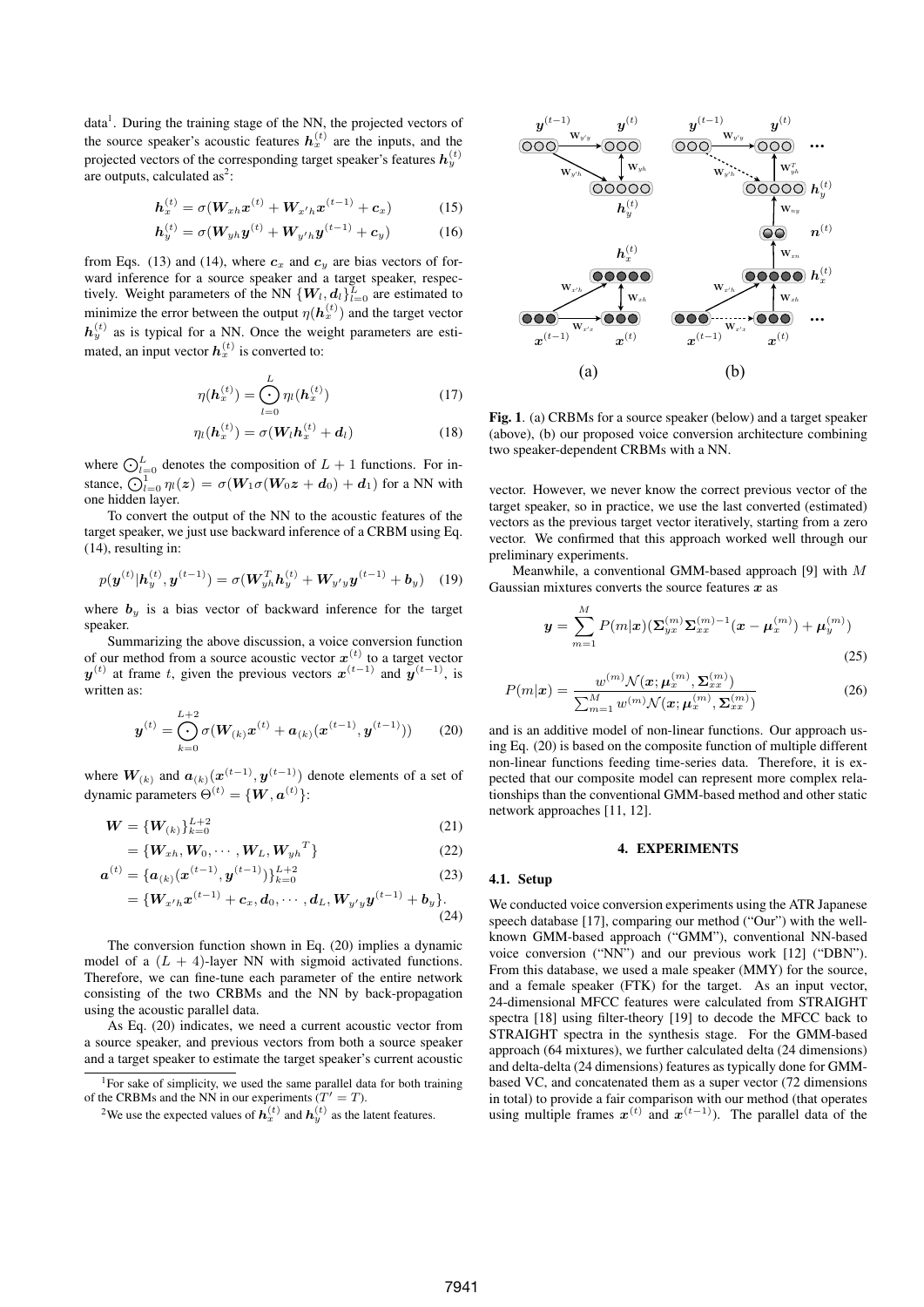data[1]. During the training stage of the NN, the projected vectors of the source speaker's acoustic features $\boldsymbol{h}_x^{(t)}$ are the inputs, and the projected vectors of the corresponding target speaker's features $\boldsymbol{h}_y^{(t)}$ are outputs, calculated as[2]:

$$\boldsymbol{h}_x^{(t)} = \sigma(\boldsymbol{W}_{xh}\boldsymbol{x}^{(t)} + \boldsymbol{W}_{x'h}\boldsymbol{x}^{(t-1)} + \boldsymbol{c}_x) \tag{15}$$

$$\boldsymbol{h}_y^{(t)} = \sigma(\boldsymbol{W}_{yh}\boldsymbol{y}^{(t)} + \boldsymbol{W}_{y'h}\boldsymbol{y}^{(t-1)} + \boldsymbol{c}_y) \tag{16}$$

from Eqs. (13) and (14), where $\boldsymbol{c}_x$ and $\boldsymbol{c}_y$ are bias vectors of forward inference for a source speaker and a target speaker, respectively. Weight parameters of the NN $\{\boldsymbol{W}_l, \boldsymbol{d}_l\}_{l=0}^{L}$ are estimated to minimize the error between the output $\eta(\boldsymbol{h}_x^{(t)})$ and the target vector $\boldsymbol{h}_y^{(t)}$ as is typical for a NN. Once the weight parameters are estimated, an input vector $\boldsymbol{h}_x^{(t)}$ is converted to:

$$\eta(\boldsymbol{h}_x^{(t)}) = \bigodot_{l=0}^{L} \eta_l(\boldsymbol{h}_x^{(t)}) \tag{17}$$

$$\eta_l(\boldsymbol{h}_x^{(t)}) = \sigma(\boldsymbol{W}_l\boldsymbol{h}_x^{(t)} + \boldsymbol{d}_l) \tag{18}$$

where $\bigodot_{l=0}^{L}$ denotes the composition of $L+1$ functions. For instance, $\bigodot_{l=0}^{1} \eta_l(\boldsymbol{z}) = \sigma(\boldsymbol{W}_1\sigma(\boldsymbol{W}_0\boldsymbol{z} + \boldsymbol{d}_0) + \boldsymbol{d}_1)$ for a NN with one hidden layer.

To convert the output of the NN to the acoustic features of the target speaker, we just use backward inference of a CRBM using Eq. (14), resulting in:

$$p(\boldsymbol{y}^{(t)}|\boldsymbol{h}_y^{(t)}, \boldsymbol{y}^{(t-1)}) = \sigma(\boldsymbol{W}_{yh}^T\boldsymbol{h}_y^{(t)} + \boldsymbol{W}_{y'y}\boldsymbol{y}^{(t-1)} + \boldsymbol{b}_y) \tag{19}$$

where $\boldsymbol{b}_y$ is a bias vector of backward inference for the target speaker.

Summarizing the above discussion, a voice conversion function of our method from a source acoustic vector $\boldsymbol{x}^{(t)}$ to a target vector $\boldsymbol{y}^{(t)}$ at frame $t$, given the previous vectors $\boldsymbol{x}^{(t-1)}$ and $\boldsymbol{y}^{(t-1)}$, is written as:

$$\boldsymbol{y}^{(t)} = \bigodot_{k=0}^{L+2} \sigma(\boldsymbol{W}_{(k)}\boldsymbol{x}^{(t)} + \boldsymbol{a}_{(k)}(\boldsymbol{x}^{(t-1)}, \boldsymbol{y}^{(t-1)})) \tag{20}$$

where $\boldsymbol{W}_{(k)}$ and $\boldsymbol{a}_{(k)}(\boldsymbol{x}^{(t-1)}, \boldsymbol{y}^{(t-1)})$ denote elements of a set of dynamic parameters $\Theta^{(t)} = \{\boldsymbol{W}, \boldsymbol{a}^{(t)}\}$:

$$\boldsymbol{W} = \{\boldsymbol{W}_{(k)}\}_{k=0}^{L+2} \tag{21}$$

$$= \{\boldsymbol{W}_{xh}, \boldsymbol{W}_0, \cdots, \boldsymbol{W}_L, {\boldsymbol{W}_{yh}}^T\} \tag{22}$$

$$\boldsymbol{a}^{(t)} = \{\boldsymbol{a}_{(k)}(\boldsymbol{x}^{(t-1)}, \boldsymbol{y}^{(t-1)})\}_{k=0}^{L+2} \tag{23}$$

$$= \{\boldsymbol{W}_{x'h}\boldsymbol{x}^{(t-1)} + \boldsymbol{c}_x, \boldsymbol{d}_0, \cdots, \boldsymbol{d}_L, \boldsymbol{W}_{y'y}\boldsymbol{y}^{(t-1)} + \boldsymbol{b}_y\}. \tag{24}$$

The conversion function shown in Eq. (20) implies a dynamic model of a $(L+4)$-layer NN with sigmoid activated functions. Therefore, we can fine-tune each parameter of the entire network consisting of the two CRBMs and the NN by back-propagation using the acoustic parallel data.

As Eq. (20) indicates, we need a current acoustic vector from a source speaker, and previous vectors from both a source speaker and a target speaker to estimate the target speaker's current acoustic vector. However, we never know the correct previous vector of the target speaker, so in practice, we use the last converted (estimated) vectors as the previous target vector iteratively, starting from a zero vector. We confirmed that this approach worked well through our preliminary experiments.

[1] For sake of simplicity, we used the same parallel data for both training of the CRBMs and the NN in our experiments ($T' = T$).

[2] We use the expected values of $\boldsymbol{h}_x^{(t)}$ and $\boldsymbol{h}_y^{(t)}$ as the latent features.

**Fig. 1**. (a) CRBMs for a source speaker (below) and a target speaker (above), (b) our proposed voice conversion architecture combining two speaker-dependent CRBMs with a NN.

Meanwhile, a conventional GMM-based approach [9] with $M$ Gaussian mixtures converts the source features $\boldsymbol{x}$ as

$$\boldsymbol{y} = \sum_{m=1}^{M} P(m|\boldsymbol{x})(\boldsymbol{\Sigma}_{yx}^{(m)}\boldsymbol{\Sigma}_{xx}^{(m)-1}(\boldsymbol{x} - \boldsymbol{\mu}_x^{(m)}) + \boldsymbol{\mu}_y^{(m)}) \tag{25}$$

$$P(m|\boldsymbol{x}) = \frac{w^{(m)}\mathcal{N}(\boldsymbol{x}; \boldsymbol{\mu}_x^{(m)}, \boldsymbol{\Sigma}_{xx}^{(m)})}{\sum_{m=1}^{M} w^{(m)}\mathcal{N}(\boldsymbol{x}; \boldsymbol{\mu}_x^{(m)}, \boldsymbol{\Sigma}_{xx}^{(m)})} \tag{26}$$

and is an additive model of non-linear functions. Our approach using Eq. (20) is based on the composite function of multiple different non-linear functions feeding time-series data. Therefore, it is expected that our composite model can represent more complex relationships than the conventional GMM-based method and other static network approaches [11, 12].

## 4. EXPERIMENTS

### 4.1. Setup

We conducted voice conversion experiments using the ATR Japanese speech database [17], comparing our method ("Our") with the well-known GMM-based approach ("GMM"), conventional NN-based voice conversion ("NN") and our previous work [12] ("DBN"). From this database, we used a male speaker (MMY) for the source, and a female speaker (FTK) for the target. As an input vector, 24-dimensional MFCC features were calculated from STRAIGHT spectra [18] using filter-theory [19] to decode the MFCC back to STRAIGHT spectra in the synthesis stage. For the GMM-based approach (64 mixtures), we further calculated delta (24 dimensions) and delta-delta (24 dimensions) features as typically done for GMM-based VC, and concatenated them as a super vector (72 dimensions in total) to provide a fair comparison with our method (that operates using multiple frames $\boldsymbol{x}^{(t)}$ and $\boldsymbol{x}^{(t-1)}$). The parallel data of the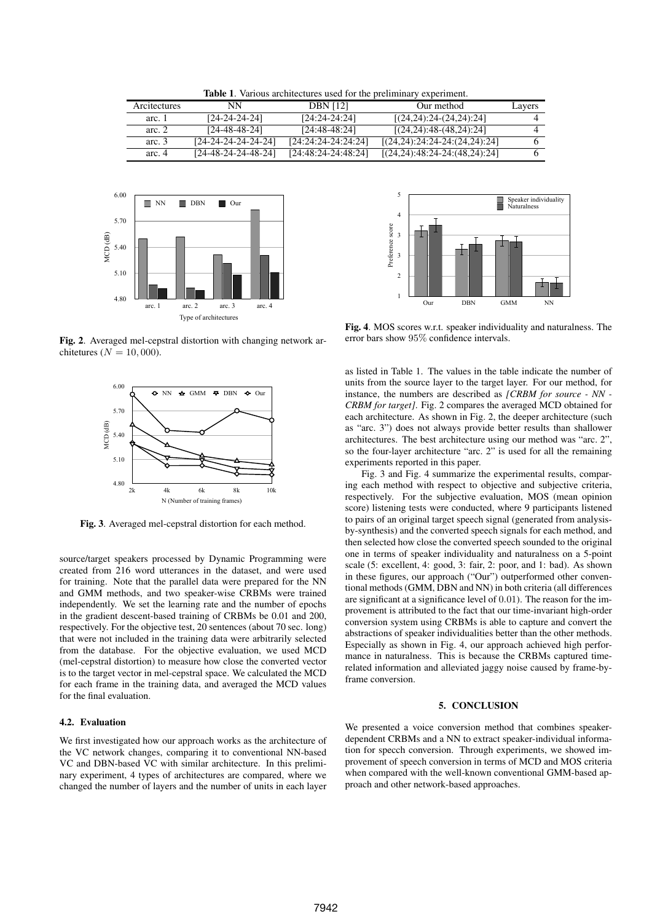**Table 1**. Various architectures used for the preliminary experiment.

| Arcitectures | NN | DBN [12] | Our method | Layers |
|---|---|---|---|---|
| arc. 1 | [24-24-24-24] | [24:24-24:24] | [(24,24):24-(24,24):24] | 4 |
| arc. 2 | [24-48-48-24] | [24:48-48:24] | [(24,24):48-(48,24):24] | 4 |
| arc. 3 | [24-24-24-24-24-24] | [24:24:24-24:24:24] | [(24,24):24:24-24:(24,24):24] | 6 |
| arc. 4 | [24-48-24-24-48-24] | [24:48:24-24:48:24] | [(24,24):48:24-24:(48,24):24] | 6 |

**Fig. 2**. Averaged mel-cepstral distortion with changing network architetures ($N = 10,000$).

**Fig. 3**. Averaged mel-cepstral distortion for each method.

source/target speakers processed by Dynamic Programming were created from 216 word utterances in the dataset, and were used for training. Note that the parallel data were prepared for the NN and GMM methods, and two speaker-wise CRBMs were trained independently. We set the learning rate and the number of epochs in the gradient descent-based training of CRBMs be 0.01 and 200, respectively. For the objective test, 20 sentences (about 70 sec. long) that were not included in the training data were arbitrarily selected from the database. For the objective evaluation, we used MCD (mel-cepstral distortion) to measure how close the converted vector is to the target vector in mel-cepstral space. We calculated the MCD for each frame in the training data, and averaged the MCD values for the final evaluation.

### 4.2. Evaluation

We first investigated how our approach works as the architecture of the VC network changes, comparing it to conventional NN-based VC and DBN-based VC with similar architecture. In this preliminary experiment, 4 types of architectures are compared, where we changed the number of layers and the number of units in each layer as listed in Table 1. The values in the table indicate the number of units from the source layer to the target layer. For our method, for instance, the numbers are described as *[CRBM for source - NN - CRBM for target]*. Fig. 2 compares the averaged MCD obtained for each architecture. As shown in Fig. 2, the deeper architecture (such as "arc. 3") does not always provide better results than shallower architectures. The best architecture using our method was "arc. 2", so the four-layer architecture "arc. 2" is used for all the remaining experiments reported in this paper.

**Fig. 4**. MOS scores w.r.t. speaker individuality and naturalness. The error bars show 95% confidence intervals.

Fig. 3 and Fig. 4 summarize the experimental results, comparing each method with respect to objective and subjective criteria, respectively. For the subjective evaluation, MOS (mean opinion score) listening tests were conducted, where 9 participants listened to pairs of an original target speech signal (generated from analysis-by-synthesis) and the converted speech signals for each method, and then selected how close the converted speech sounded to the original one in terms of speaker individuality and naturalness on a 5-point scale (5: excellent, 4: good, 3: fair, 2: poor, and 1: bad). As shown in these figures, our approach ("Our") outperformed other conventional methods (GMM, DBN and NN) in both criteria (all differences are significant at a significance level of 0.01). The reason for the improvement is attributed to the fact that our time-invariant high-order conversion system using CRBMs is able to capture and convert the abstractions of speaker individualities better than the other methods. Especially as shown in Fig. 4, our approach achieved high performance in naturalness. This is because the CRBMs captured time-related information and alleviated jaggy noise caused by frame-by-frame conversion.

## 5. CONCLUSION

We presented a voice conversion method that combines speaker-dependent CRBMs and a NN to extract speaker-individual information for specch conversion. Through experiments, we showed improvement of speech conversion in terms of MCD and MOS criteria when compared with the well-known conventional GMM-based approach and other network-based approaches.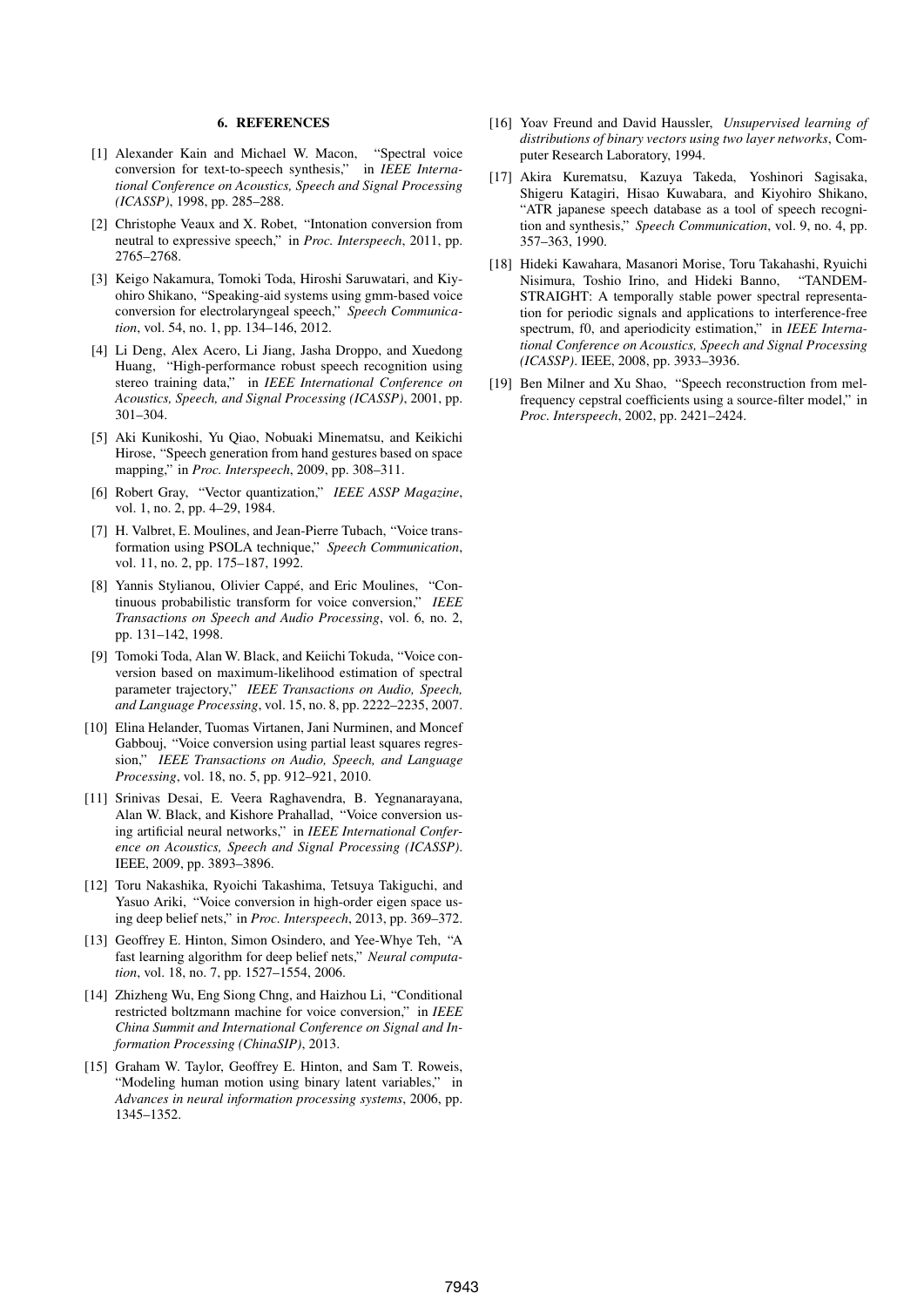## 6. REFERENCES

[1] Alexander Kain and Michael W. Macon, "Spectral voice conversion for text-to-speech synthesis," in *IEEE International Conference on Acoustics, Speech and Signal Processing (ICASSP)*, 1998, pp. 285–288.

[2] Christophe Veaux and X. Robet, "Intonation conversion from neutral to expressive speech," in *Proc. Interspeech*, 2011, pp. 2765–2768.

[3] Keigo Nakamura, Tomoki Toda, Hiroshi Saruwatari, and Kiyohiro Shikano, "Speaking-aid systems using gmm-based voice conversion for electrolaryngeal speech," *Speech Communication*, vol. 54, no. 1, pp. 134–146, 2012.

[4] Li Deng, Alex Acero, Li Jiang, Jasha Droppo, and Xuedong Huang, "High-performance robust speech recognition using stereo training data," in *IEEE International Conference on Acoustics, Speech, and Signal Processing (ICASSP)*, 2001, pp. 301–304.

[5] Aki Kunikoshi, Yu Qiao, Nobuaki Minematsu, and Keikichi Hirose, "Speech generation from hand gestures based on space mapping," in *Proc. Interspeech*, 2009, pp. 308–311.

[6] Robert Gray, "Vector quantization," *IEEE ASSP Magazine*, vol. 1, no. 2, pp. 4–29, 1984.

[7] H. Valbret, E. Moulines, and Jean-Pierre Tubach, "Voice transformation using PSOLA technique," *Speech Communication*, vol. 11, no. 2, pp. 175–187, 1992.

[8] Yannis Stylianou, Olivier Cappé, and Eric Moulines, "Continuous probabilistic transform for voice conversion," *IEEE Transactions on Speech and Audio Processing*, vol. 6, no. 2, pp. 131–142, 1998.

[9] Tomoki Toda, Alan W. Black, and Keiichi Tokuda, "Voice conversion based on maximum-likelihood estimation of spectral parameter trajectory," *IEEE Transactions on Audio, Speech, and Language Processing*, vol. 15, no. 8, pp. 2222–2235, 2007.

[10] Elina Helander, Tuomas Virtanen, Jani Nurminen, and Moncef Gabbouj, "Voice conversion using partial least squares regression," *IEEE Transactions on Audio, Speech, and Language Processing*, vol. 18, no. 5, pp. 912–921, 2010.

[11] Srinivas Desai, E. Veera Raghavendra, B. Yegnanarayana, Alan W. Black, and Kishore Prahallad, "Voice conversion using artificial neural networks," in *IEEE International Conference on Acoustics, Speech and Signal Processing (ICASSP)*. IEEE, 2009, pp. 3893–3896.

[12] Toru Nakashika, Ryoichi Takashima, Tetsuya Takiguchi, and Yasuo Ariki, "Voice conversion in high-order eigen space using deep belief nets," in *Proc. Interspeech*, 2013, pp. 369–372.

[13] Geoffrey E. Hinton, Simon Osindero, and Yee-Whye Teh, "A fast learning algorithm for deep belief nets," *Neural computation*, vol. 18, no. 7, pp. 1527–1554, 2006.

[14] Zhizheng Wu, Eng Siong Chng, and Haizhou Li, "Conditional restricted boltzmann machine for voice conversion," in *IEEE China Summit and International Conference on Signal and Information Processing (ChinaSIP)*, 2013.

[15] Graham W. Taylor, Geoffrey E. Hinton, and Sam T. Roweis, "Modeling human motion using binary latent variables," in *Advances in neural information processing systems*, 2006, pp. 1345–1352.

[16] Yoav Freund and David Haussler, *Unsupervised learning of distributions of binary vectors using two layer networks*, Computer Research Laboratory, 1994.

[17] Akira Kurematsu, Kazuya Takeda, Yoshinori Sagisaka, Shigeru Katagiri, Hisao Kuwabara, and Kiyohiro Shikano, "ATR japanese speech database as a tool of speech recognition and synthesis," *Speech Communication*, vol. 9, no. 4, pp. 357–363, 1990.

[18] Hideki Kawahara, Masanori Morise, Toru Takahashi, Ryuichi Nisimura, Toshio Irino, and Hideki Banno, "TANDEM-STRAIGHT: A temporally stable power spectral representation for periodic signals and applications to interference-free spectrum, f0, and aperiodicity estimation," in *IEEE International Conference on Acoustics, Speech and Signal Processing (ICASSP)*. IEEE, 2008, pp. 3933–3936.

[19] Ben Milner and Xu Shao, "Speech reconstruction from mel-frequency cepstral coefficients using a source-filter model," in *Proc. Interspeech*, 2002, pp. 2421–2424.